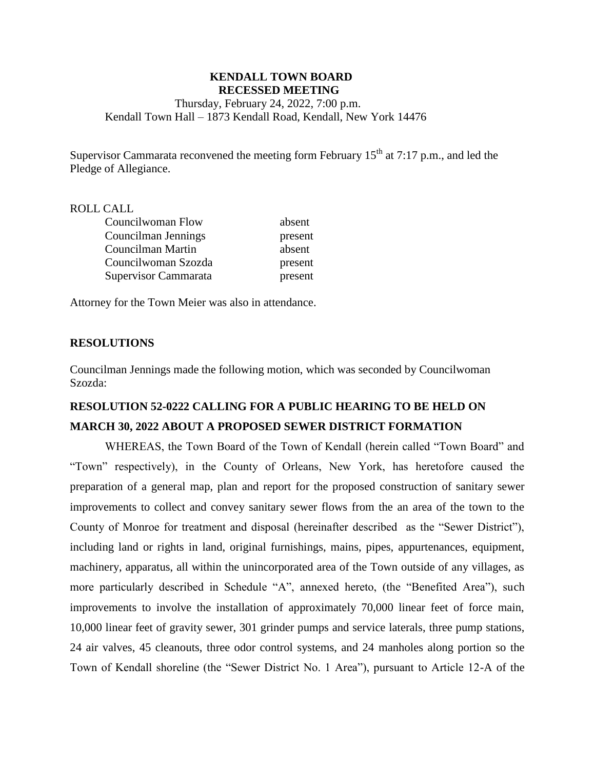# KENDALL TOWN BOARD
## RECESSED MEETING

Thursday, February 24, 2022, 7:00 p.m.
Kendall Town Hall – 1873 Kendall Road, Kendall, New York 14476

Supervisor Cammarata reconvened the meeting form February 15th at 7:17 p.m., and led the Pledge of Allegiance.

ROLL CALL

| | |
|---|---|
| Councilwoman Flow | absent |
| Councilman Jennings | present |
| Councilman Martin | absent |
| Councilwoman Szozda | present |
| Supervisor Cammarata | present |

Attorney for the Town Meier was also in attendance.

**RESOLUTIONS**

Councilman Jennings made the following motion, which was seconded by Councilwoman Szozda:

**RESOLUTION 52-0222 CALLING FOR A PUBLIC HEARING TO BE HELD ON MARCH 30, 2022 ABOUT A PROPOSED SEWER DISTRICT FORMATION**

WHEREAS, the Town Board of the Town of Kendall (herein called "Town Board" and "Town" respectively), in the County of Orleans, New York, has heretofore caused the preparation of a general map, plan and report for the proposed construction of sanitary sewer improvements to collect and convey sanitary sewer flows from the an area of the town to the County of Monroe for treatment and disposal (hereinafter described as the "Sewer District"), including land or rights in land, original furnishings, mains, pipes, appurtenances, equipment, machinery, apparatus, all within the unincorporated area of the Town outside of any villages, as more particularly described in Schedule "A", annexed hereto, (the "Benefited Area"), such improvements to involve the installation of approximately 70,000 linear feet of force main, 10,000 linear feet of gravity sewer, 301 grinder pumps and service laterals, three pump stations, 24 air valves, 45 cleanouts, three odor control systems, and 24 manholes along portion so the Town of Kendall shoreline (the "Sewer District No. 1 Area"), pursuant to Article 12-A of the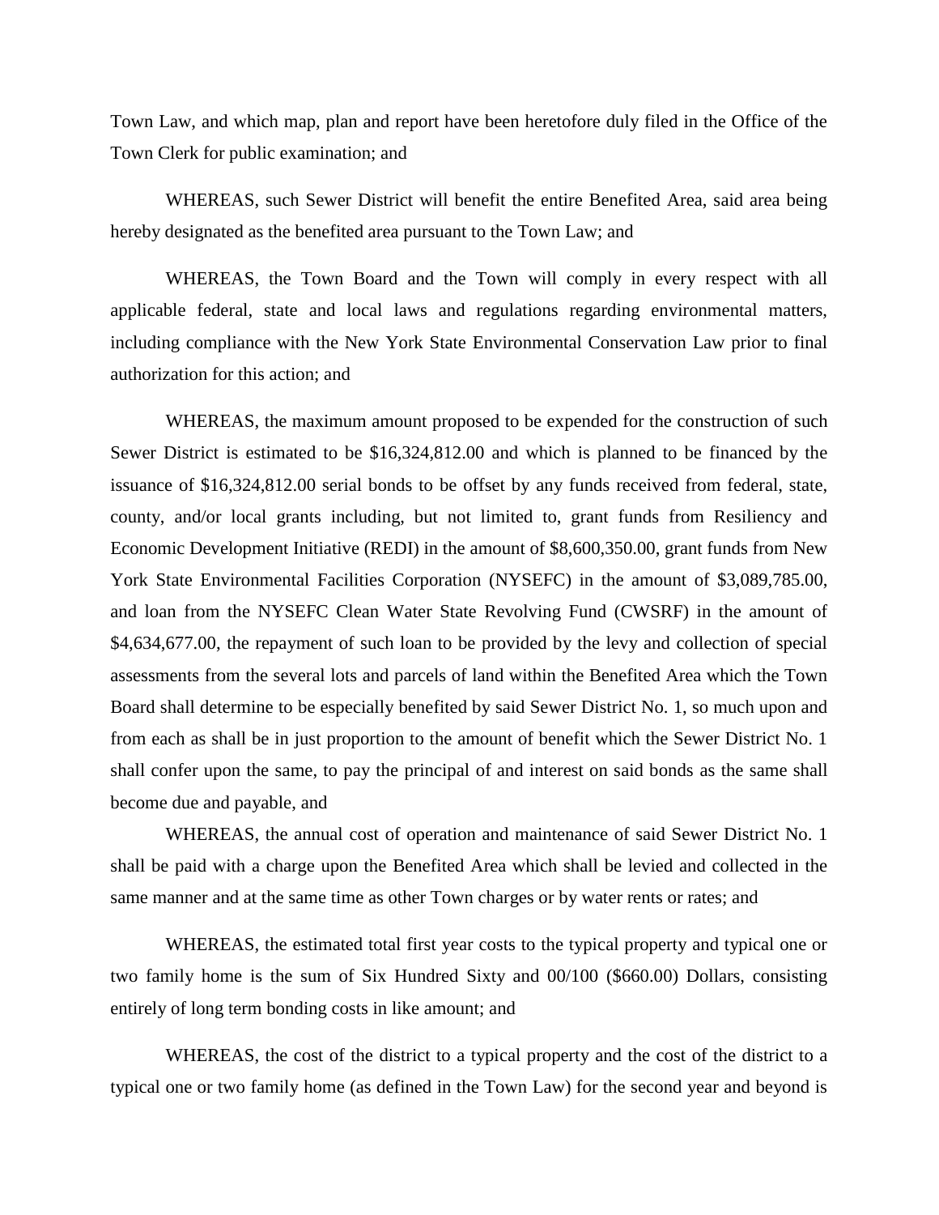Town Law, and which map, plan and report have been heretofore duly filed in the Office of the Town Clerk for public examination; and

WHEREAS, such Sewer District will benefit the entire Benefited Area, said area being hereby designated as the benefited area pursuant to the Town Law; and

WHEREAS, the Town Board and the Town will comply in every respect with all applicable federal, state and local laws and regulations regarding environmental matters, including compliance with the New York State Environmental Conservation Law prior to final authorization for this action; and

WHEREAS, the maximum amount proposed to be expended for the construction of such Sewer District is estimated to be $16,324,812.00 and which is planned to be financed by the issuance of $16,324,812.00 serial bonds to be offset by any funds received from federal, state, county, and/or local grants including, but not limited to, grant funds from Resiliency and Economic Development Initiative (REDI) in the amount of $8,600,350.00, grant funds from New York State Environmental Facilities Corporation (NYSEFC) in the amount of $3,089,785.00, and loan from the NYSEFC Clean Water State Revolving Fund (CWSRF) in the amount of $4,634,677.00, the repayment of such loan to be provided by the levy and collection of special assessments from the several lots and parcels of land within the Benefited Area which the Town Board shall determine to be especially benefited by said Sewer District No. 1, so much upon and from each as shall be in just proportion to the amount of benefit which the Sewer District No. 1 shall confer upon the same, to pay the principal of and interest on said bonds as the same shall become due and payable, and

WHEREAS, the annual cost of operation and maintenance of said Sewer District No. 1 shall be paid with a charge upon the Benefited Area which shall be levied and collected in the same manner and at the same time as other Town charges or by water rents or rates; and

WHEREAS, the estimated total first year costs to the typical property and typical one or two family home is the sum of Six Hundred Sixty and 00/100 ($660.00) Dollars, consisting entirely of long term bonding costs in like amount; and

WHEREAS, the cost of the district to a typical property and the cost of the district to a typical one or two family home (as defined in the Town Law) for the second year and beyond is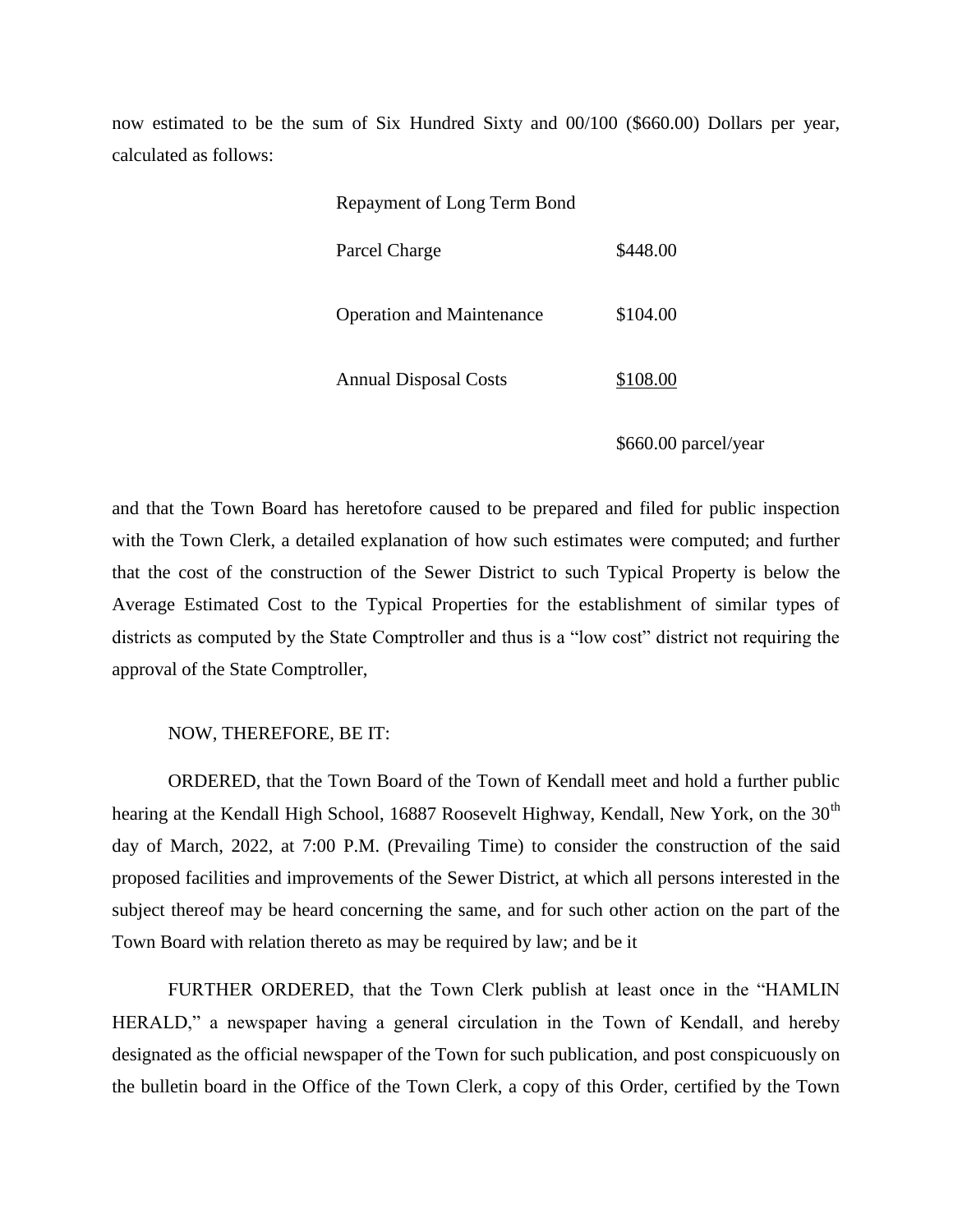now estimated to be the sum of Six Hundred Sixty and 00/100 ($660.00) Dollars per year, calculated as follows:

| | |
|---|---|
| Repayment of Long Term Bond | |
| Parcel Charge | $448.00 |
| Operation and Maintenance | $104.00 |
| Annual Disposal Costs | $108.00 |
| | $660.00 parcel/year |

and that the Town Board has heretofore caused to be prepared and filed for public inspection with the Town Clerk, a detailed explanation of how such estimates were computed; and further that the cost of the construction of the Sewer District to such Typical Property is below the Average Estimated Cost to the Typical Properties for the establishment of similar types of districts as computed by the State Comptroller and thus is a "low cost" district not requiring the approval of the State Comptroller,

NOW, THEREFORE, BE IT:

ORDERED, that the Town Board of the Town of Kendall meet and hold a further public hearing at the Kendall High School, 16887 Roosevelt Highway, Kendall, New York, on the 30th day of March, 2022, at 7:00 P.M. (Prevailing Time) to consider the construction of the said proposed facilities and improvements of the Sewer District, at which all persons interested in the subject thereof may be heard concerning the same, and for such other action on the part of the Town Board with relation thereto as may be required by law; and be it

FURTHER ORDERED, that the Town Clerk publish at least once in the "HAMLIN HERALD," a newspaper having a general circulation in the Town of Kendall, and hereby designated as the official newspaper of the Town for such publication, and post conspicuously on the bulletin board in the Office of the Town Clerk, a copy of this Order, certified by the Town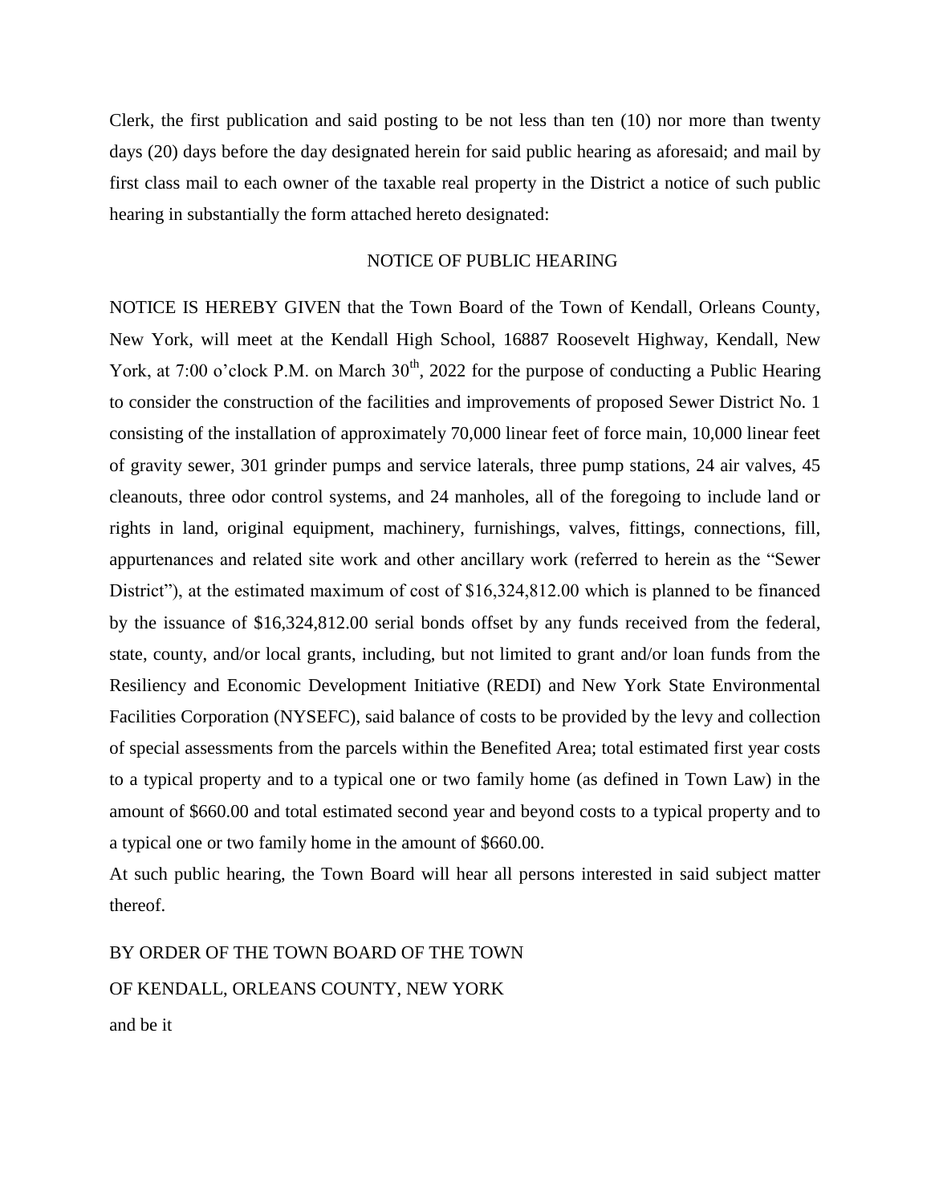Clerk, the first publication and said posting to be not less than ten (10) nor more than twenty days (20) days before the day designated herein for said public hearing as aforesaid; and mail by first class mail to each owner of the taxable real property in the District a notice of such public hearing in substantially the form attached hereto designated:

NOTICE OF PUBLIC HEARING

NOTICE IS HEREBY GIVEN that the Town Board of the Town of Kendall, Orleans County, New York, will meet at the Kendall High School, 16887 Roosevelt Highway, Kendall, New York, at 7:00 o'clock P.M. on March 30th, 2022 for the purpose of conducting a Public Hearing to consider the construction of the facilities and improvements of proposed Sewer District No. 1 consisting of the installation of approximately 70,000 linear feet of force main, 10,000 linear feet of gravity sewer, 301 grinder pumps and service laterals, three pump stations, 24 air valves, 45 cleanouts, three odor control systems, and 24 manholes, all of the foregoing to include land or rights in land, original equipment, machinery, furnishings, valves, fittings, connections, fill, appurtenances and related site work and other ancillary work (referred to herein as the "Sewer District"), at the estimated maximum of cost of $16,324,812.00 which is planned to be financed by the issuance of $16,324,812.00 serial bonds offset by any funds received from the federal, state, county, and/or local grants, including, but not limited to grant and/or loan funds from the Resiliency and Economic Development Initiative (REDI) and New York State Environmental Facilities Corporation (NYSEFC), said balance of costs to be provided by the levy and collection of special assessments from the parcels within the Benefited Area; total estimated first year costs to a typical property and to a typical one or two family home (as defined in Town Law) in the amount of $660.00 and total estimated second year and beyond costs to a typical property and to a typical one or two family home in the amount of $660.00.

At such public hearing, the Town Board will hear all persons interested in said subject matter thereof.

BY ORDER OF THE TOWN BOARD OF THE TOWN
OF KENDALL, ORLEANS COUNTY, NEW YORK

and be it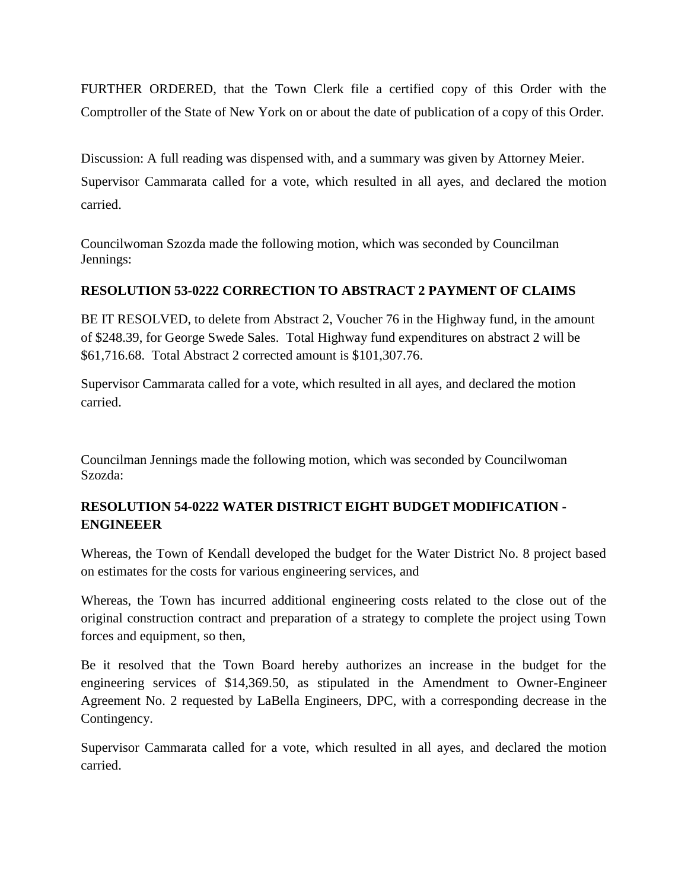FURTHER ORDERED, that the Town Clerk file a certified copy of this Order with the Comptroller of the State of New York on or about the date of publication of a copy of this Order.

Discussion: A full reading was dispensed with, and a summary was given by Attorney Meier. Supervisor Cammarata called for a vote, which resulted in all ayes, and declared the motion carried.

Councilwoman Szozda made the following motion, which was seconded by Councilman Jennings:

**RESOLUTION 53-0222 CORRECTION TO ABSTRACT 2 PAYMENT OF CLAIMS**

BE IT RESOLVED, to delete from Abstract 2, Voucher 76 in the Highway fund, in the amount of $248.39, for George Swede Sales. Total Highway fund expenditures on abstract 2 will be $61,716.68. Total Abstract 2 corrected amount is $101,307.76.

Supervisor Cammarata called for a vote, which resulted in all ayes, and declared the motion carried.

Councilman Jennings made the following motion, which was seconded by Councilwoman Szozda:

**RESOLUTION 54-0222 WATER DISTRICT EIGHT BUDGET MODIFICATION - ENGINEEER**

Whereas, the Town of Kendall developed the budget for the Water District No. 8 project based on estimates for the costs for various engineering services, and

Whereas, the Town has incurred additional engineering costs related to the close out of the original construction contract and preparation of a strategy to complete the project using Town forces and equipment, so then,

Be it resolved that the Town Board hereby authorizes an increase in the budget for the engineering services of $14,369.50, as stipulated in the Amendment to Owner-Engineer Agreement No. 2 requested by LaBella Engineers, DPC, with a corresponding decrease in the Contingency.

Supervisor Cammarata called for a vote, which resulted in all ayes, and declared the motion carried.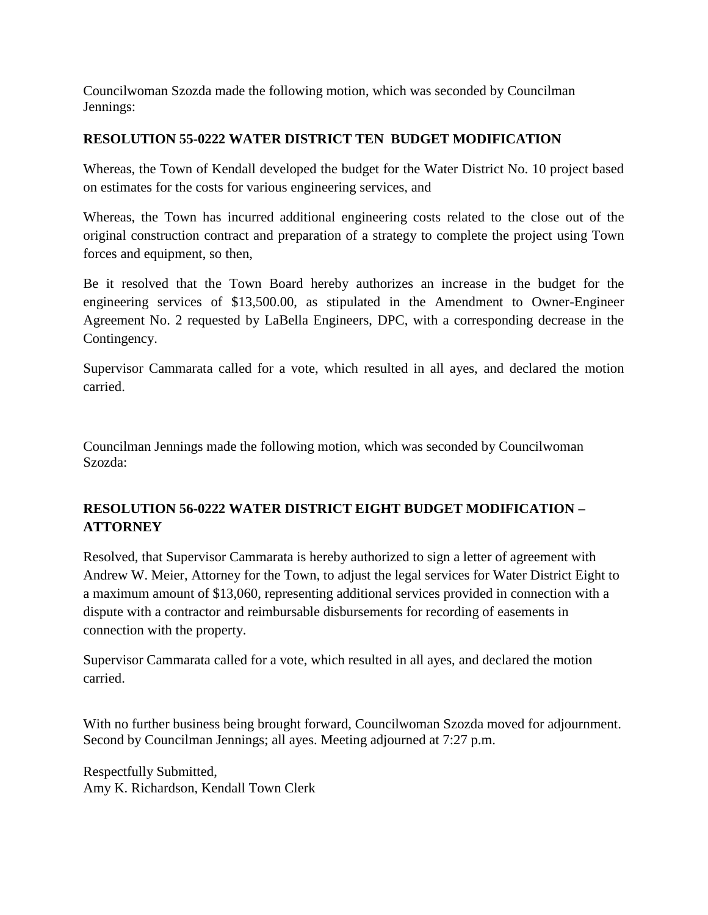Councilwoman Szozda made the following motion, which was seconded by Councilman Jennings:

**RESOLUTION 55-0222 WATER DISTRICT TEN BUDGET MODIFICATION**

Whereas, the Town of Kendall developed the budget for the Water District No. 10 project based on estimates for the costs for various engineering services, and

Whereas, the Town has incurred additional engineering costs related to the close out of the original construction contract and preparation of a strategy to complete the project using Town forces and equipment, so then,

Be it resolved that the Town Board hereby authorizes an increase in the budget for the engineering services of $13,500.00, as stipulated in the Amendment to Owner-Engineer Agreement No. 2 requested by LaBella Engineers, DPC, with a corresponding decrease in the Contingency.

Supervisor Cammarata called for a vote, which resulted in all ayes, and declared the motion carried.

Councilman Jennings made the following motion, which was seconded by Councilwoman Szozda:

**RESOLUTION 56-0222 WATER DISTRICT EIGHT BUDGET MODIFICATION – ATTORNEY**

Resolved, that Supervisor Cammarata is hereby authorized to sign a letter of agreement with Andrew W. Meier, Attorney for the Town, to adjust the legal services for Water District Eight to a maximum amount of $13,060, representing additional services provided in connection with a dispute with a contractor and reimbursable disbursements for recording of easements in connection with the property.

Supervisor Cammarata called for a vote, which resulted in all ayes, and declared the motion carried.

With no further business being brought forward, Councilwoman Szozda moved for adjournment. Second by Councilman Jennings; all ayes. Meeting adjourned at 7:27 p.m.

Respectfully Submitted,
Amy K. Richardson, Kendall Town Clerk